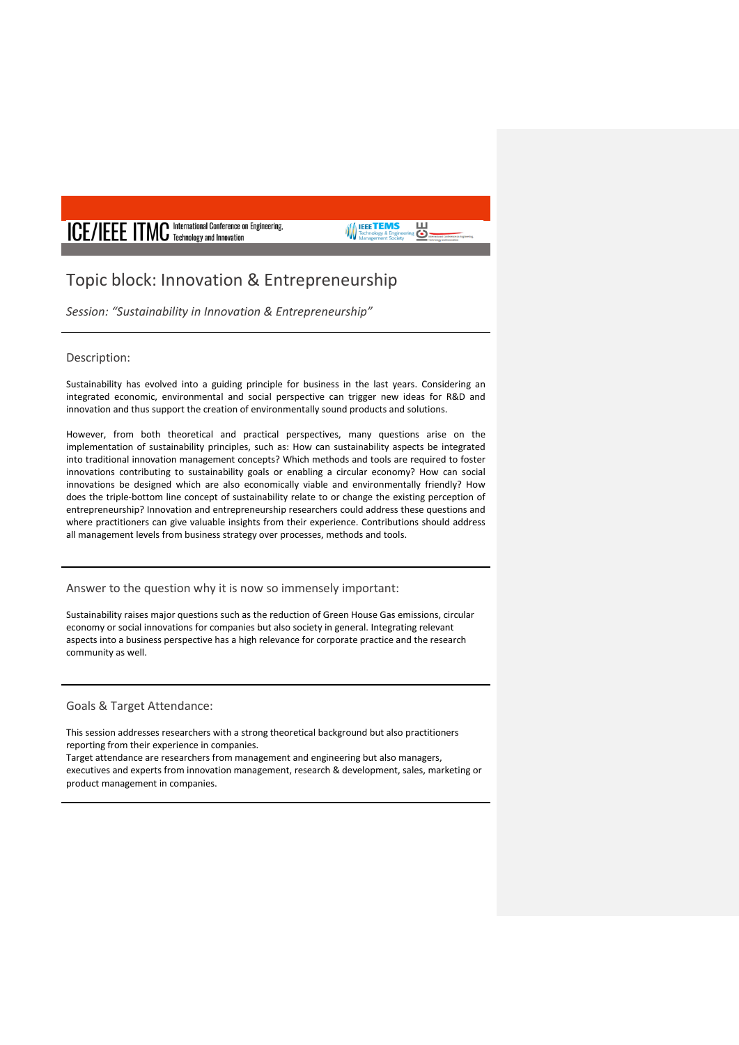ICE/IEEE ITMC International Conference on Engineering, Technology and Innovation

# Topic block: Innovation & Entrepreneurship

*Session: "Sustainability in Innovation & Entrepreneurship"*

## Description:

Sustainability has evolved into a guiding principle for business in the last years. Considering an integrated economic, environmental and social perspective can trigger new ideas for R&D and innovation and thus support the creation of environmentally sound products and solutions.

However, from both theoretical and practical perspectives, many questions arise on the implementation of sustainability principles, such as: How can sustainability aspects be integrated into traditional innovation management concepts? Which methods and tools are required to foster innovations contributing to sustainability goals or enabling a circular economy? How can social innovations be designed which are also economically viable and environmentally friendly? How does the triple-bottom line concept of sustainability relate to or change the existing perception of entrepreneurship? Innovation and entrepreneurship researchers could address these questions and where practitioners can give valuable insights from their experience. Contributions should address all management levels from business strategy over processes, methods and tools.

## Answer to the question why it is now so immensely important:

Sustainability raises major questions such as the reduction of Green House Gas emissions, circular economy or social innovations for companies but also society in general. Integrating relevant aspects into a business perspective has a high relevance for corporate practice and the research community as well.

## Goals & Target Attendance:

This session addresses researchers with a strong theoretical background but also practitioners reporting from their experience in companies.
Target attendance are researchers from management and engineering but also managers, executives and experts from innovation management, research & development, sales, marketing or product management in companies.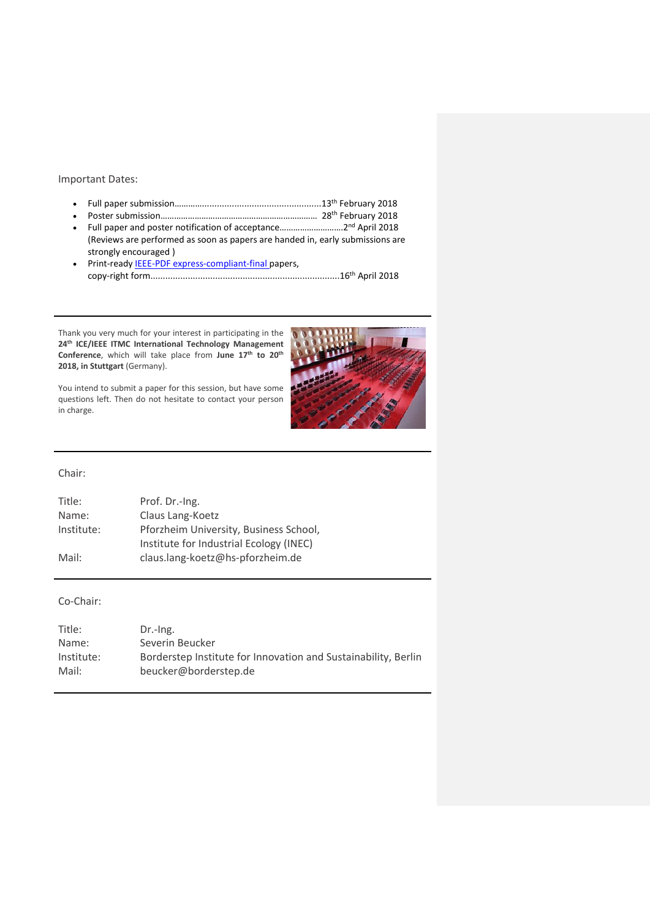Important Dates:

- Full paper submission..........................................................13th February 2018
- Poster submission..................................................................... 28th February 2018
- Full paper and poster notification of acceptance...........................2nd April 2018
  (Reviews are performed as soon as papers are handed in, early submissions are strongly encouraged )
- Print-ready IEEE-PDF express-compliant-final papers, copy-right form............................................................................16th April 2018

---

Thank you very much for your interest in participating in the **24th ICE/IEEE ITMC International Technology Management Conference**, which will take place from **June 17th to 20th 2018, in Stuttgart** (Germany).

You intend to submit a paper for this session, but have some questions left. Then do not hesitate to contact your person in charge.

---

Chair:

| | |
|---|---|
| Title: | Prof. Dr.-Ing. |
| Name: | Claus Lang-Koetz |
| Institute: | Pforzheim University, Business School, Institute for Industrial Ecology (INEC) |
| Mail: | claus.lang-koetz@hs-pforzheim.de |

---

Co-Chair:

| | |
|---|---|
| Title: | Dr.-Ing. |
| Name: | Severin Beucker |
| Institute: | Borderstep Institute for Innovation and Sustainability, Berlin |
| Mail: | beucker@borderstep.de |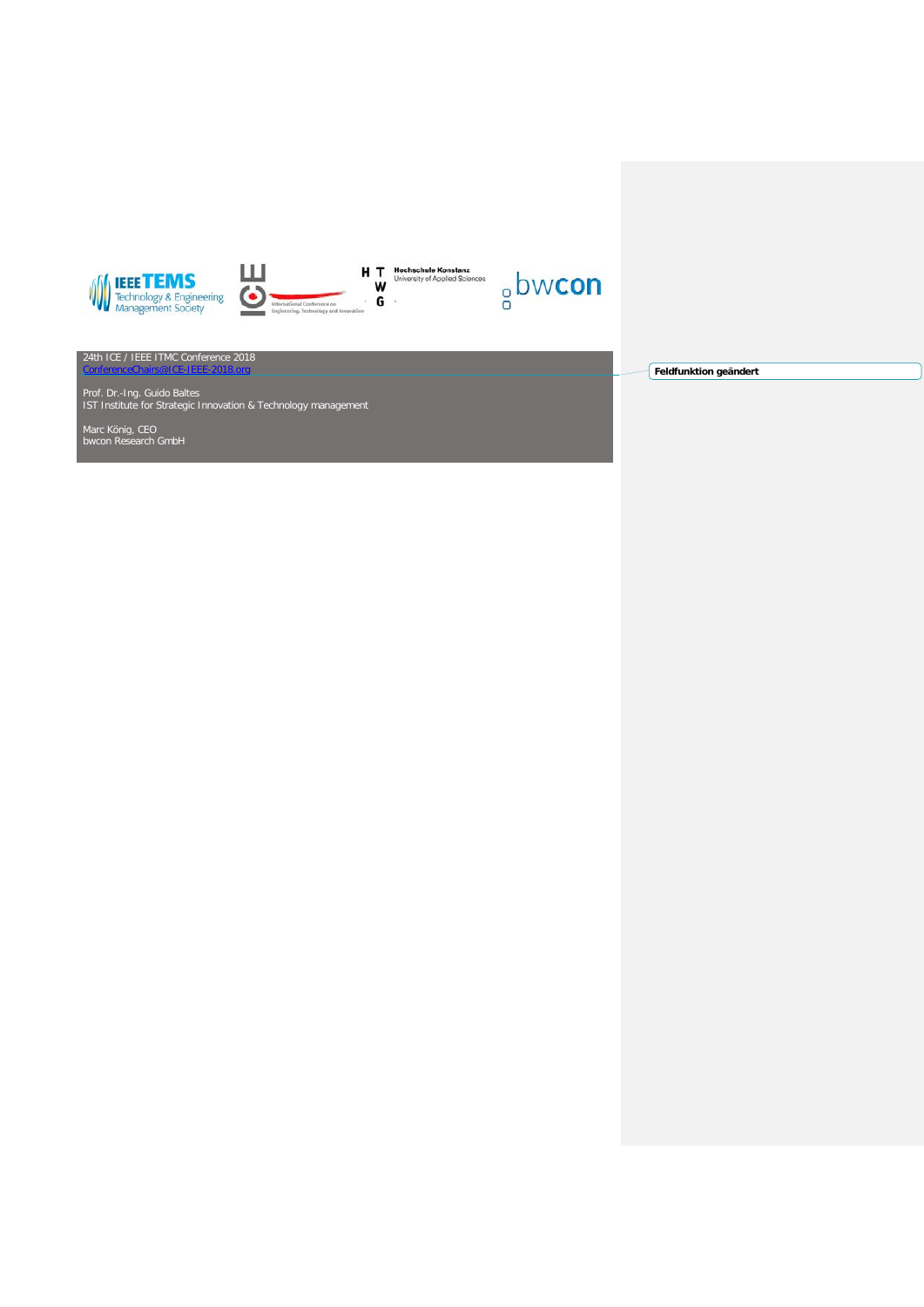24th ICE / IEEE ITMC Conference 2018
ConferenceChairs@ICE-IEEE-2018.org

Prof. Dr.-Ing. Guido Baltes
IST Institute for Strategic Innovation & Technology management

Marc König, CEO
bwcon Research GmbH

Feldfunktion geändert